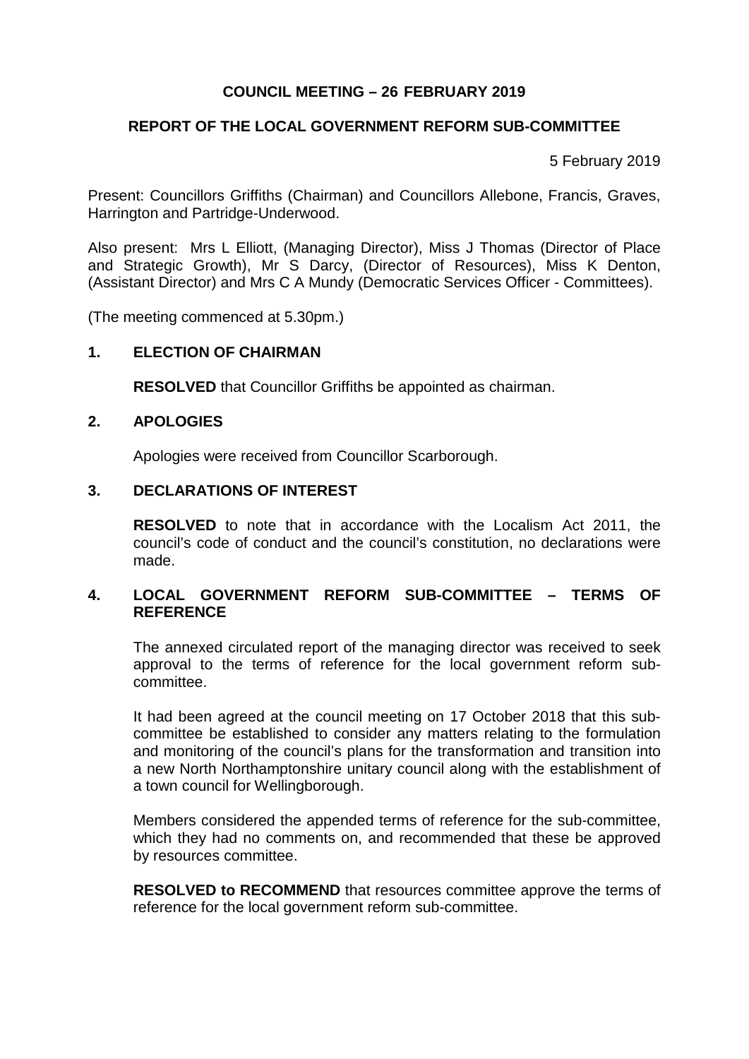# COUNCIL MEETING – 26 FEBRUARY 2019

## REPORT OF THE LOCAL GOVERNMENT REFORM SUB-COMMITTEE

5 February 2019

Present: Councillors Griffiths (Chairman) and Councillors Allebone, Francis, Graves, Harrington and Partridge-Underwood.

Also present: Mrs L Elliott, (Managing Director), Miss J Thomas (Director of Place and Strategic Growth), Mr S Darcy, (Director of Resources), Miss K Denton, (Assistant Director) and Mrs C A Mundy (Democratic Services Officer - Committees).

(The meeting commenced at 5.30pm.)

### 1. ELECTION OF CHAIRMAN

**RESOLVED** that Councillor Griffiths be appointed as chairman.

### 2. APOLOGIES

Apologies were received from Councillor Scarborough.

### 3. DECLARATIONS OF INTEREST

**RESOLVED** to note that in accordance with the Localism Act 2011, the council's code of conduct and the council's constitution, no declarations were made.

### 4. LOCAL GOVERNMENT REFORM SUB-COMMITTEE – TERMS OF REFERENCE

The annexed circulated report of the managing director was received to seek approval to the terms of reference for the local government reform sub-committee.

It had been agreed at the council meeting on 17 October 2018 that this sub-committee be established to consider any matters relating to the formulation and monitoring of the council's plans for the transformation and transition into a new North Northamptonshire unitary council along with the establishment of a town council for Wellingborough.

Members considered the appended terms of reference for the sub-committee, which they had no comments on, and recommended that these be approved by resources committee.

**RESOLVED to RECOMMEND** that resources committee approve the terms of reference for the local government reform sub-committee.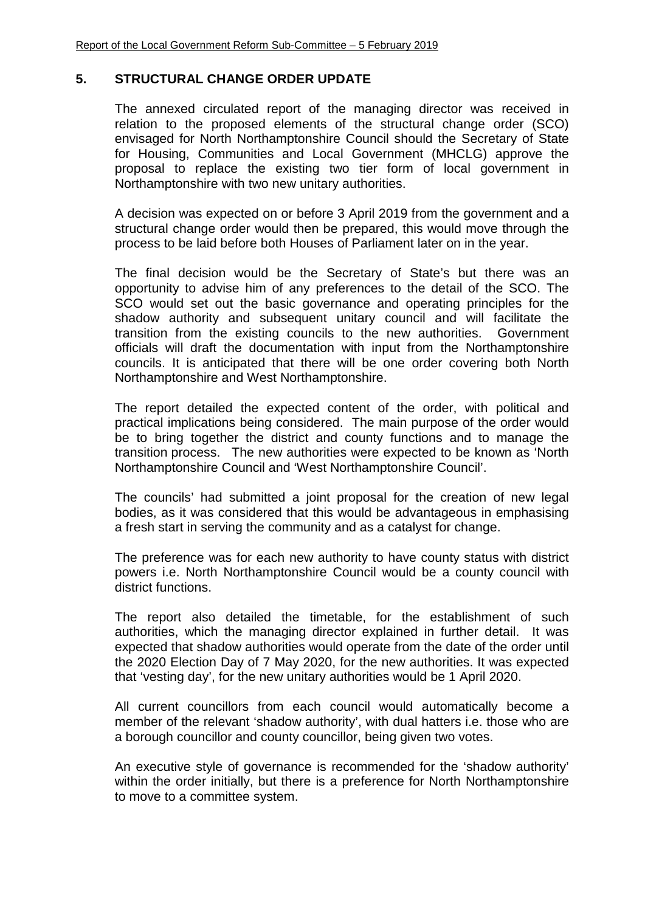## 5. STRUCTURAL CHANGE ORDER UPDATE

The annexed circulated report of the managing director was received in relation to the proposed elements of the structural change order (SCO) envisaged for North Northamptonshire Council should the Secretary of State for Housing, Communities and Local Government (MHCLG) approve the proposal to replace the existing two tier form of local government in Northamptonshire with two new unitary authorities.

A decision was expected on or before 3 April 2019 from the government and a structural change order would then be prepared, this would move through the process to be laid before both Houses of Parliament later on in the year.

The final decision would be the Secretary of State's but there was an opportunity to advise him of any preferences to the detail of the SCO. The SCO would set out the basic governance and operating principles for the shadow authority and subsequent unitary council and will facilitate the transition from the existing councils to the new authorities. Government officials will draft the documentation with input from the Northamptonshire councils. It is anticipated that there will be one order covering both North Northamptonshire and West Northamptonshire.

The report detailed the expected content of the order, with political and practical implications being considered. The main purpose of the order would be to bring together the district and county functions and to manage the transition process. The new authorities were expected to be known as 'North Northamptonshire Council and 'West Northamptonshire Council'.

The councils' had submitted a joint proposal for the creation of new legal bodies, as it was considered that this would be advantageous in emphasising a fresh start in serving the community and as a catalyst for change.

The preference was for each new authority to have county status with district powers i.e. North Northamptonshire Council would be a county council with district functions.

The report also detailed the timetable, for the establishment of such authorities, which the managing director explained in further detail. It was expected that shadow authorities would operate from the date of the order until the 2020 Election Day of 7 May 2020, for the new authorities. It was expected that 'vesting day', for the new unitary authorities would be 1 April 2020.

All current councillors from each council would automatically become a member of the relevant 'shadow authority', with dual hatters i.e. those who are a borough councillor and county councillor, being given two votes.

An executive style of governance is recommended for the 'shadow authority' within the order initially, but there is a preference for North Northamptonshire to move to a committee system.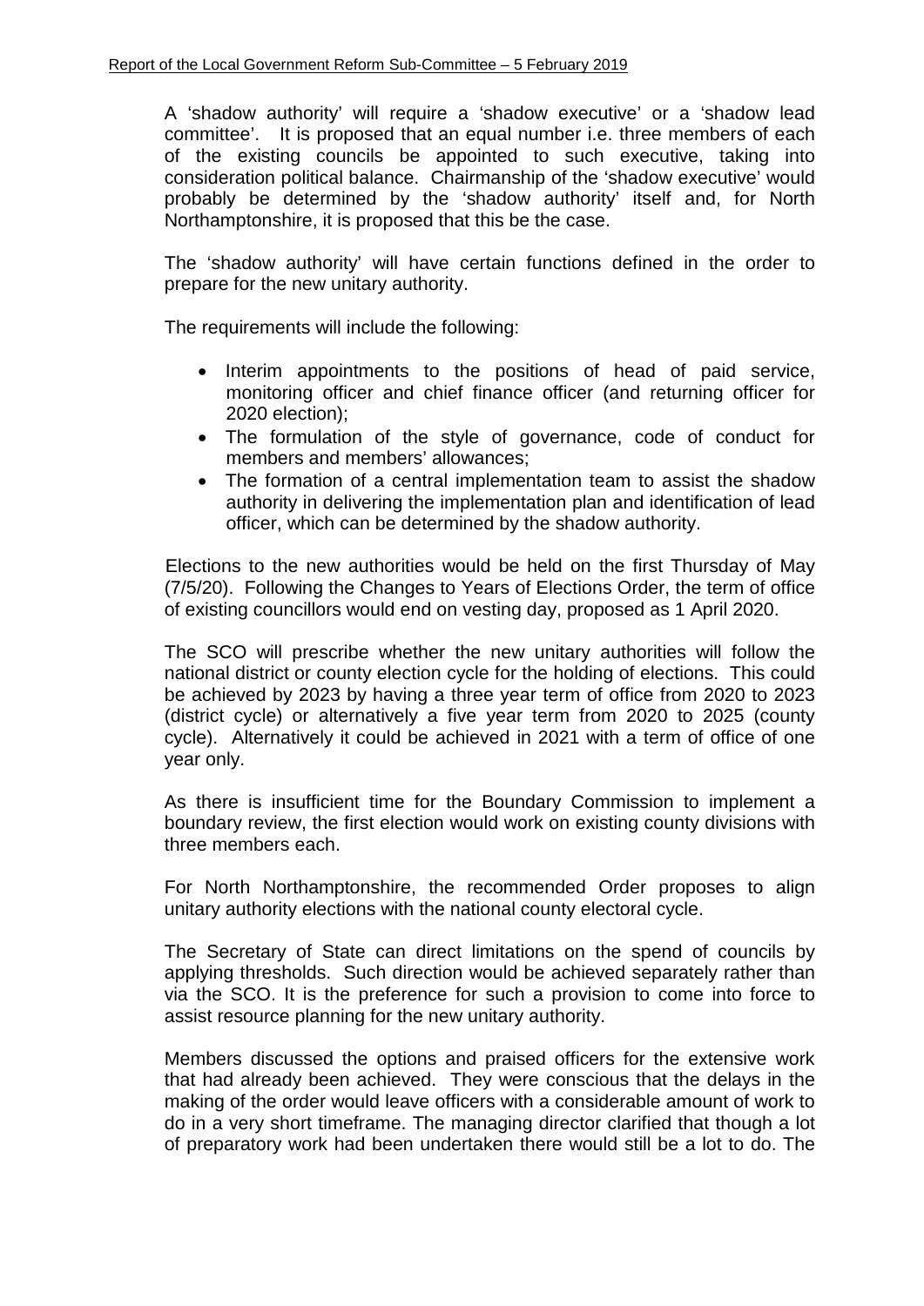A 'shadow authority' will require a 'shadow executive' or a 'shadow lead committee'. It is proposed that an equal number i.e. three members of each of the existing councils be appointed to such executive, taking into consideration political balance. Chairmanship of the 'shadow executive' would probably be determined by the 'shadow authority' itself and, for North Northamptonshire, it is proposed that this be the case.

The 'shadow authority' will have certain functions defined in the order to prepare for the new unitary authority.

The requirements will include the following:

- Interim appointments to the positions of head of paid service, monitoring officer and chief finance officer (and returning officer for 2020 election);
- The formulation of the style of governance, code of conduct for members and members' allowances;
- The formation of a central implementation team to assist the shadow authority in delivering the implementation plan and identification of lead officer, which can be determined by the shadow authority.

Elections to the new authorities would be held on the first Thursday of May (7/5/20). Following the Changes to Years of Elections Order, the term of office of existing councillors would end on vesting day, proposed as 1 April 2020.

The SCO will prescribe whether the new unitary authorities will follow the national district or county election cycle for the holding of elections. This could be achieved by 2023 by having a three year term of office from 2020 to 2023 (district cycle) or alternatively a five year term from 2020 to 2025 (county cycle). Alternatively it could be achieved in 2021 with a term of office of one year only.

As there is insufficient time for the Boundary Commission to implement a boundary review, the first election would work on existing county divisions with three members each.

For North Northamptonshire, the recommended Order proposes to align unitary authority elections with the national county electoral cycle.

The Secretary of State can direct limitations on the spend of councils by applying thresholds. Such direction would be achieved separately rather than via the SCO. It is the preference for such a provision to come into force to assist resource planning for the new unitary authority.

Members discussed the options and praised officers for the extensive work that had already been achieved. They were conscious that the delays in the making of the order would leave officers with a considerable amount of work to do in a very short timeframe. The managing director clarified that though a lot of preparatory work had been undertaken there would still be a lot to do. The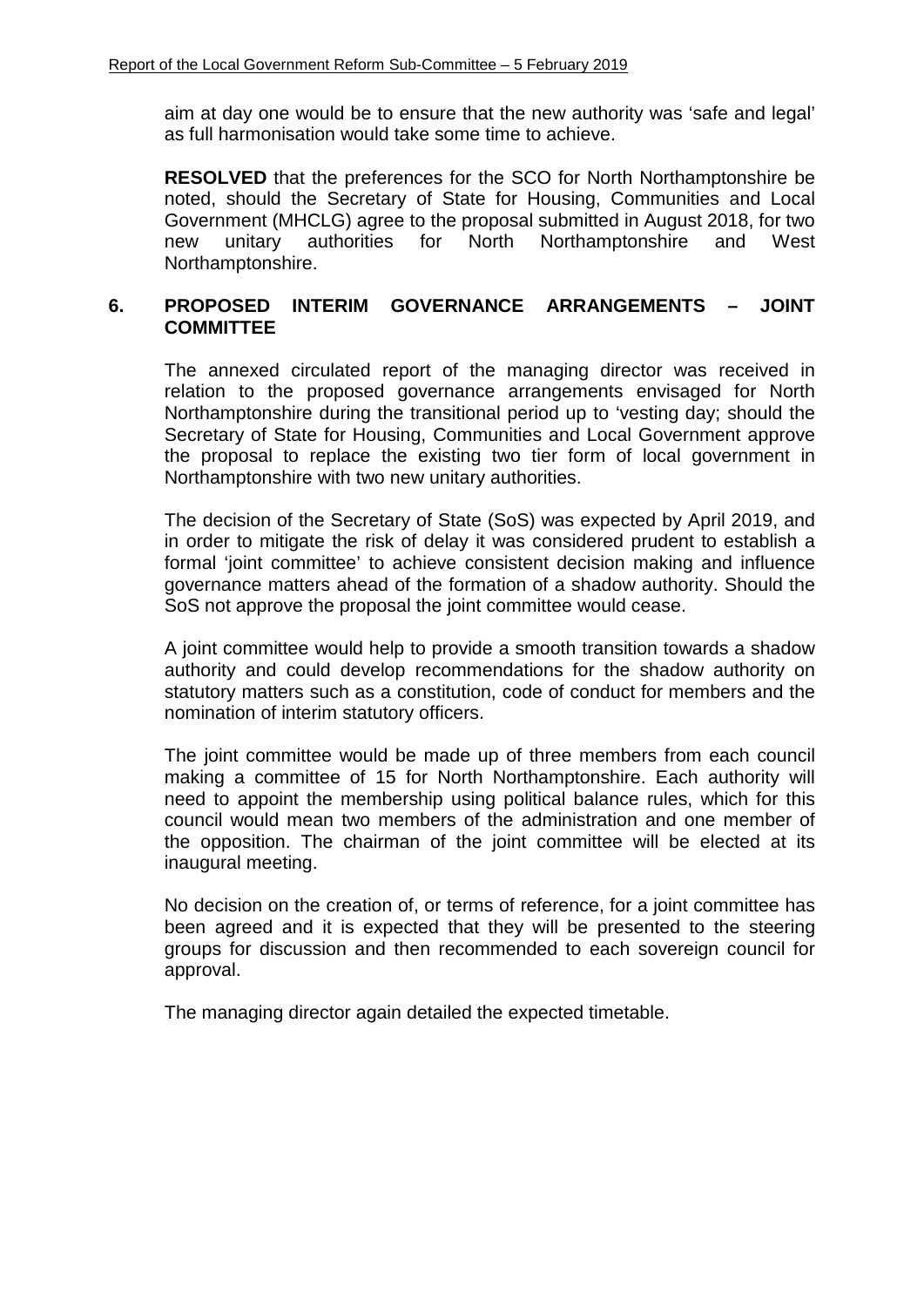aim at day one would be to ensure that the new authority was 'safe and legal' as full harmonisation would take some time to achieve.

**RESOLVED** that the preferences for the SCO for North Northamptonshire be noted, should the Secretary of State for Housing, Communities and Local Government (MHCLG) agree to the proposal submitted in August 2018, for two new unitary authorities for North Northamptonshire and West Northamptonshire.

## 6. PROPOSED INTERIM GOVERNANCE ARRANGEMENTS – JOINT COMMITTEE

The annexed circulated report of the managing director was received in relation to the proposed governance arrangements envisaged for North Northamptonshire during the transitional period up to 'vesting day; should the Secretary of State for Housing, Communities and Local Government approve the proposal to replace the existing two tier form of local government in Northamptonshire with two new unitary authorities.

The decision of the Secretary of State (SoS) was expected by April 2019, and in order to mitigate the risk of delay it was considered prudent to establish a formal 'joint committee' to achieve consistent decision making and influence governance matters ahead of the formation of a shadow authority. Should the SoS not approve the proposal the joint committee would cease.

A joint committee would help to provide a smooth transition towards a shadow authority and could develop recommendations for the shadow authority on statutory matters such as a constitution, code of conduct for members and the nomination of interim statutory officers.

The joint committee would be made up of three members from each council making a committee of 15 for North Northamptonshire. Each authority will need to appoint the membership using political balance rules, which for this council would mean two members of the administration and one member of the opposition. The chairman of the joint committee will be elected at its inaugural meeting.

No decision on the creation of, or terms of reference, for a joint committee has been agreed and it is expected that they will be presented to the steering groups for discussion and then recommended to each sovereign council for approval.

The managing director again detailed the expected timetable.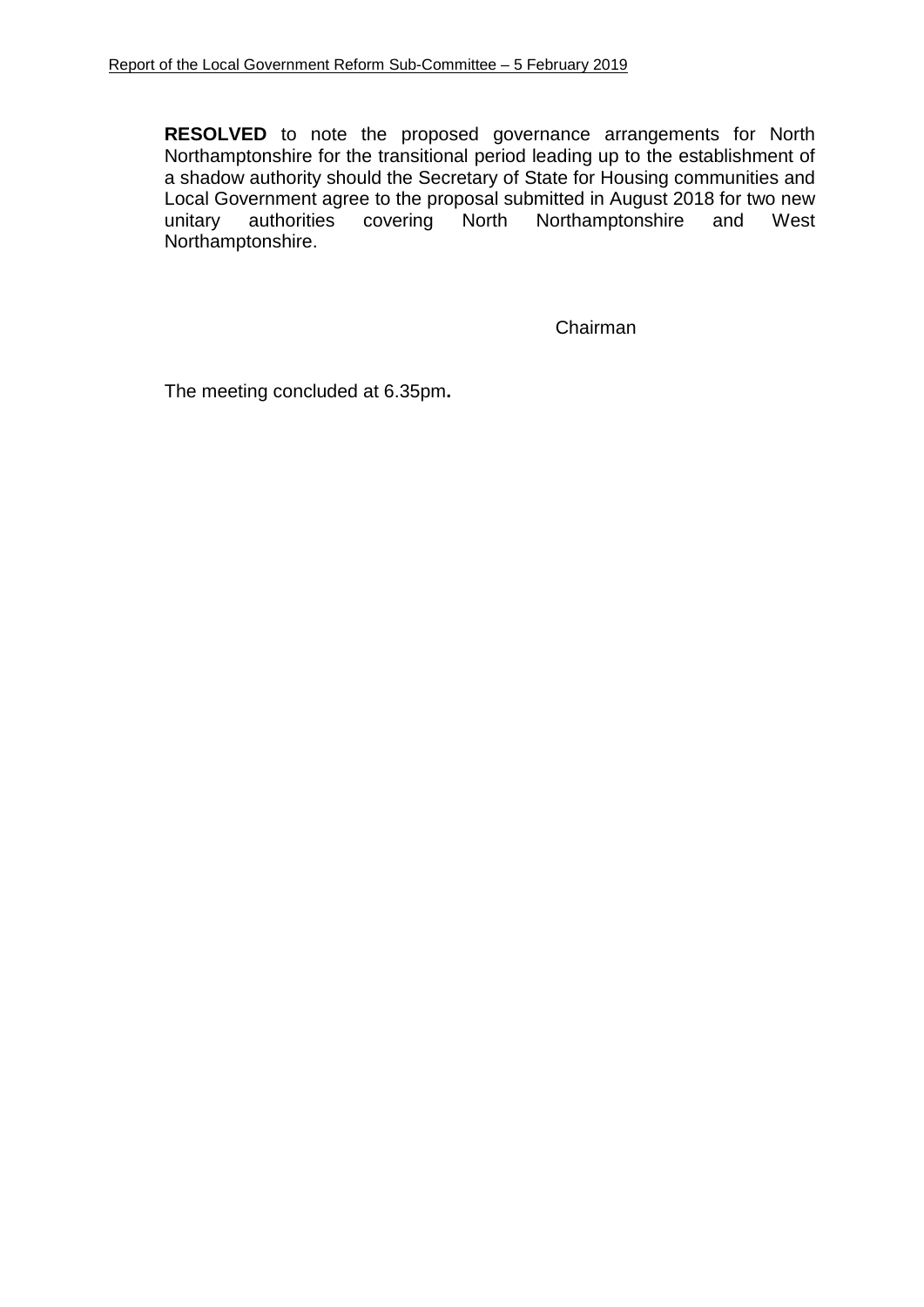**RESOLVED** to note the proposed governance arrangements for North Northamptonshire for the transitional period leading up to the establishment of a shadow authority should the Secretary of State for Housing communities and Local Government agree to the proposal submitted in August 2018 for two new unitary authorities covering North Northamptonshire and West Northamptonshire.

Chairman

The meeting concluded at 6.35pm**.**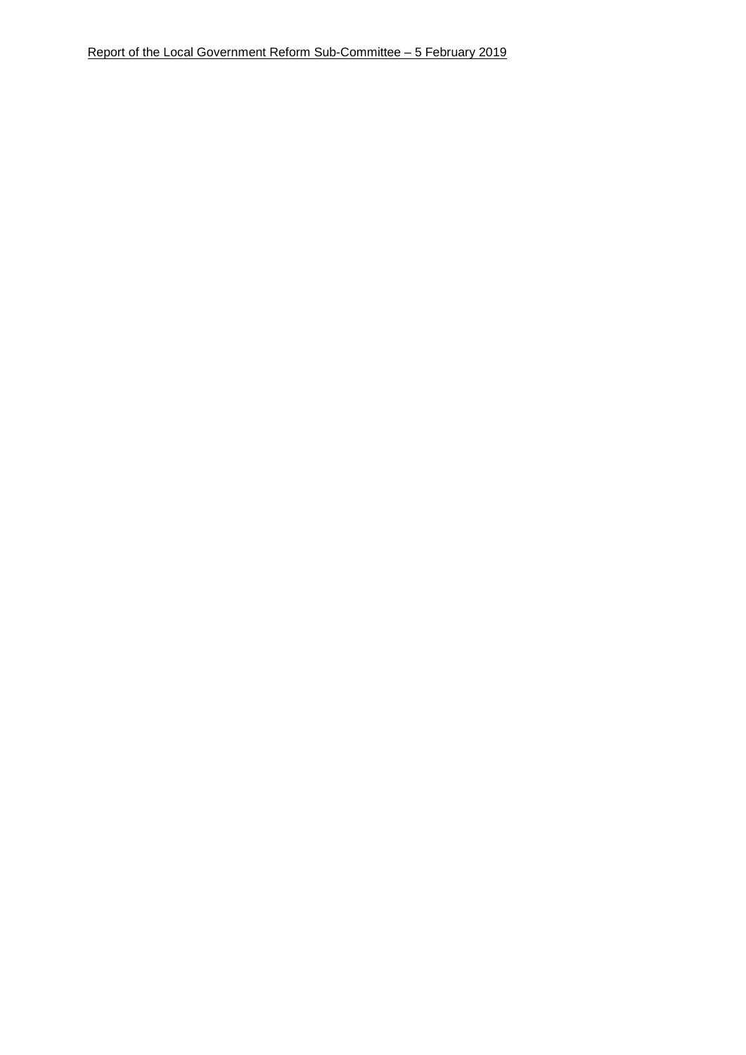Report of the Local Government Reform Sub-Committee – 5 February 2019